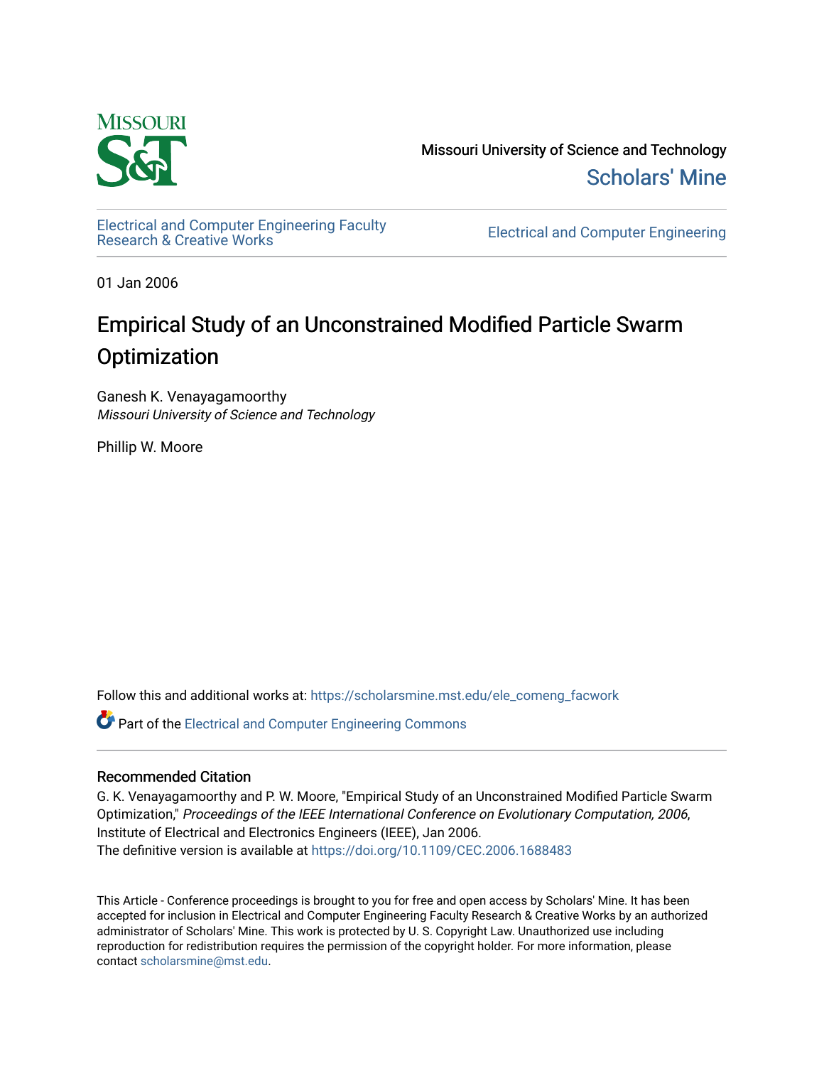Missouri University of Science and Technology

Scholars' Mine

Electrical and Computer Engineering Faculty Research & Creative Works

Electrical and Computer Engineering

01 Jan 2006

# Empirical Study of an Unconstrained Modified Particle Swarm Optimization

Ganesh K. Venayagamoorthy
*Missouri University of Science and Technology*

Phillip W. Moore

Follow this and additional works at: https://scholarsmine.mst.edu/ele_comeng_facwork

Part of the Electrical and Computer Engineering Commons

## Recommended Citation

G. K. Venayagamoorthy and P. W. Moore, "Empirical Study of an Unconstrained Modified Particle Swarm Optimization," *Proceedings of the IEEE International Conference on Evolutionary Computation, 2006*, Institute of Electrical and Electronics Engineers (IEEE), Jan 2006.
The definitive version is available at https://doi.org/10.1109/CEC.2006.1688483

This Article - Conference proceedings is brought to you for free and open access by Scholars' Mine. It has been accepted for inclusion in Electrical and Computer Engineering Faculty Research & Creative Works by an authorized administrator of Scholars' Mine. This work is protected by U. S. Copyright Law. Unauthorized use including reproduction for redistribution requires the permission of the copyright holder. For more information, please contact scholarsmine@mst.edu.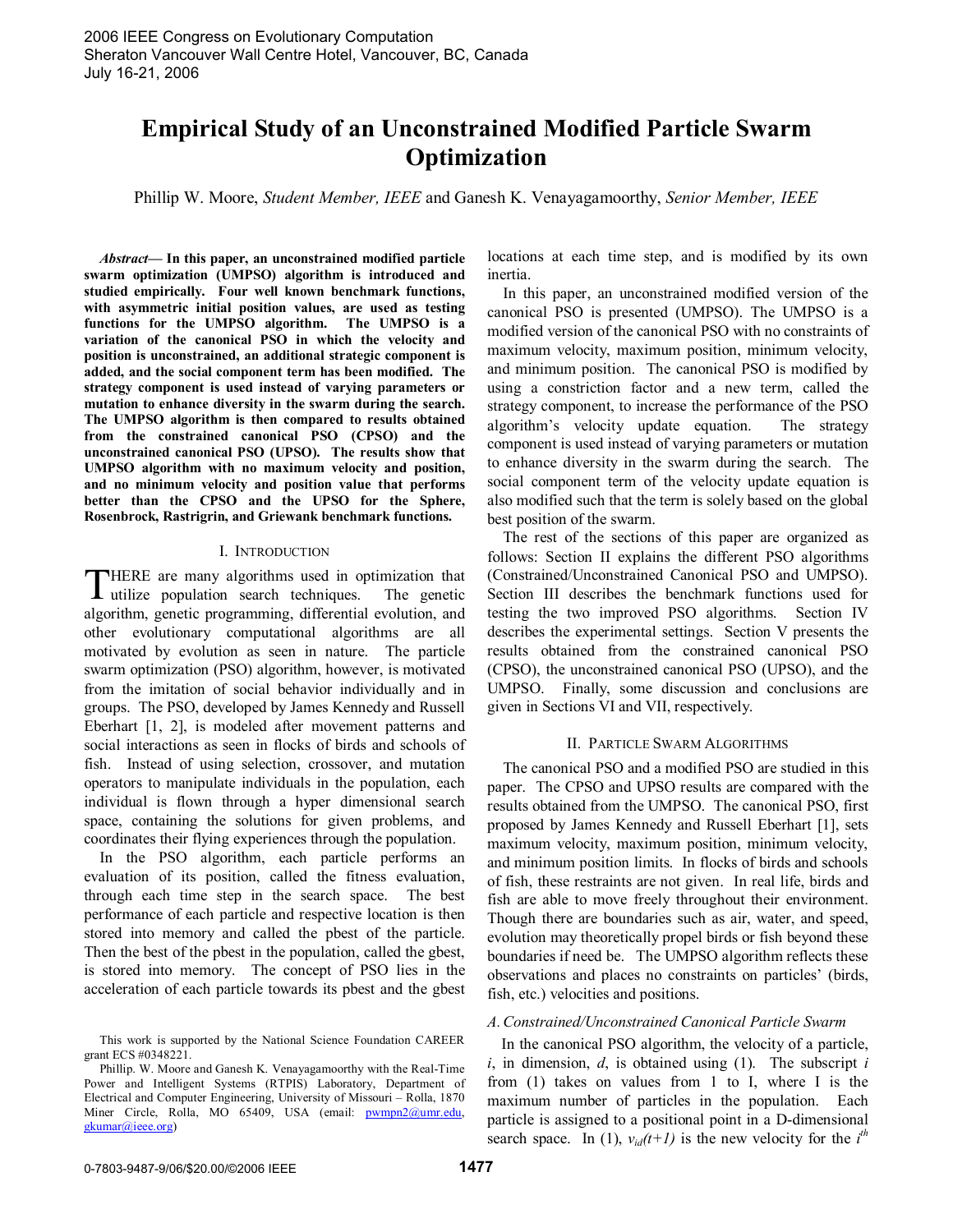# Empirical Study of an Unconstrained Modified Particle Swarm Optimization

Phillip W. Moore, *Student Member, IEEE* and Ganesh K. Venayagamoorthy, *Senior Member, IEEE*

***Abstract*— In this paper, an unconstrained modified particle swarm optimization (UMPSO) algorithm is introduced and studied empirically. Four well known benchmark functions, with asymmetric initial position values, are used as testing functions for the UMPSO algorithm. The UMPSO is a variation of the canonical PSO in which the velocity and position is unconstrained, an additional strategic component is added, and the social component term has been modified. The strategy component is used instead of varying parameters or mutation to enhance diversity in the swarm during the search. The UMPSO algorithm is then compared to results obtained from the constrained canonical PSO (CPSO) and the unconstrained canonical PSO (UPSO). The results show that UMPSO algorithm with no maximum velocity and position, and no minimum velocity and position value that performs better than the CPSO and the UPSO for the Sphere, Rosenbrock, Rastrigrin, and Griewank benchmark functions.**

## I. Introduction

There are many algorithms used in optimization that utilize population search techniques. The genetic algorithm, genetic programming, differential evolution, and other evolutionary computational algorithms are all motivated by evolution as seen in nature. The particle swarm optimization (PSO) algorithm, however, is motivated from the imitation of social behavior individually and in groups. The PSO, developed by James Kennedy and Russell Eberhart [1, 2], is modeled after movement patterns and social interactions as seen in flocks of birds and schools of fish. Instead of using selection, crossover, and mutation operators to manipulate individuals in the population, each individual is flown through a hyper dimensional search space, containing the solutions for given problems, and coordinates their flying experiences through the population.

In the PSO algorithm, each particle performs an evaluation of its position, called the fitness evaluation, through each time step in the search space. The best performance of each particle and respective location is then stored into memory and called the pbest of the particle. Then the best of the pbest in the population, called the gbest, is stored into memory. The concept of PSO lies in the acceleration of each particle towards its pbest and the gbest locations at each time step, and is modified by its own inertia.

In this paper, an unconstrained modified version of the canonical PSO is presented (UMPSO). The UMPSO is a modified version of the canonical PSO with no constraints of maximum velocity, maximum position, minimum velocity, and minimum position. The canonical PSO is modified by using a constriction factor and a new term, called the strategy component, to increase the performance of the PSO algorithm's velocity update equation. The strategy component is used instead of varying parameters or mutation to enhance diversity in the swarm during the search. The social component term of the velocity update equation is also modified such that the term is solely based on the global best position of the swarm.

The rest of the sections of this paper are organized as follows: Section II explains the different PSO algorithms (Constrained/Unconstrained Canonical PSO and UMPSO). Section III describes the benchmark functions used for testing the two improved PSO algorithms. Section IV describes the experimental settings. Section V presents the results obtained from the constrained canonical PSO (CPSO), the unconstrained canonical PSO (UPSO), and the UMPSO. Finally, some discussion and conclusions are given in Sections VI and VII, respectively.

## II. Particle Swarm Algorithms

The canonical PSO and a modified PSO are studied in this paper. The CPSO and UPSO results are compared with the results obtained from the UMPSO. The canonical PSO, first proposed by James Kennedy and Russell Eberhart [1], sets maximum velocity, maximum position, minimum velocity, and minimum position limits. In flocks of birds and schools of fish, these restraints are not given. In real life, birds and fish are able to move freely throughout their environment. Though there are boundaries such as air, water, and speed, evolution may theoretically propel birds or fish beyond these boundaries if need be. The UMPSO algorithm reflects these observations and places no constraints on particles' (birds, fish, etc.) velocities and positions.

### *A. Constrained/Unconstrained Canonical Particle Swarm*

In the canonical PSO algorithm, the velocity of a particle, $i$, in dimension, $d$, is obtained using (1). The subscript $i$ from (1) takes on values from 1 to I, where I is the maximum number of particles in the population. Each particle is assigned to a positional point in a D-dimensional search space. In (1), $v_{id}(t+1)$ is the new velocity for the $i^{th}$

This work is supported by the National Science Foundation CAREER grant ECS #0348221.

Phillip. W. Moore and Ganesh K. Venayagamoorthy with the Real-Time Power and Intelligent Systems (RTPIS) Laboratory, Department of Electrical and Computer Engineering, University of Missouri – Rolla, 1870 Miner Circle, Rolla, MO 65409, USA (email: pwmpn2@umr.edu, gkumar@ieee.org)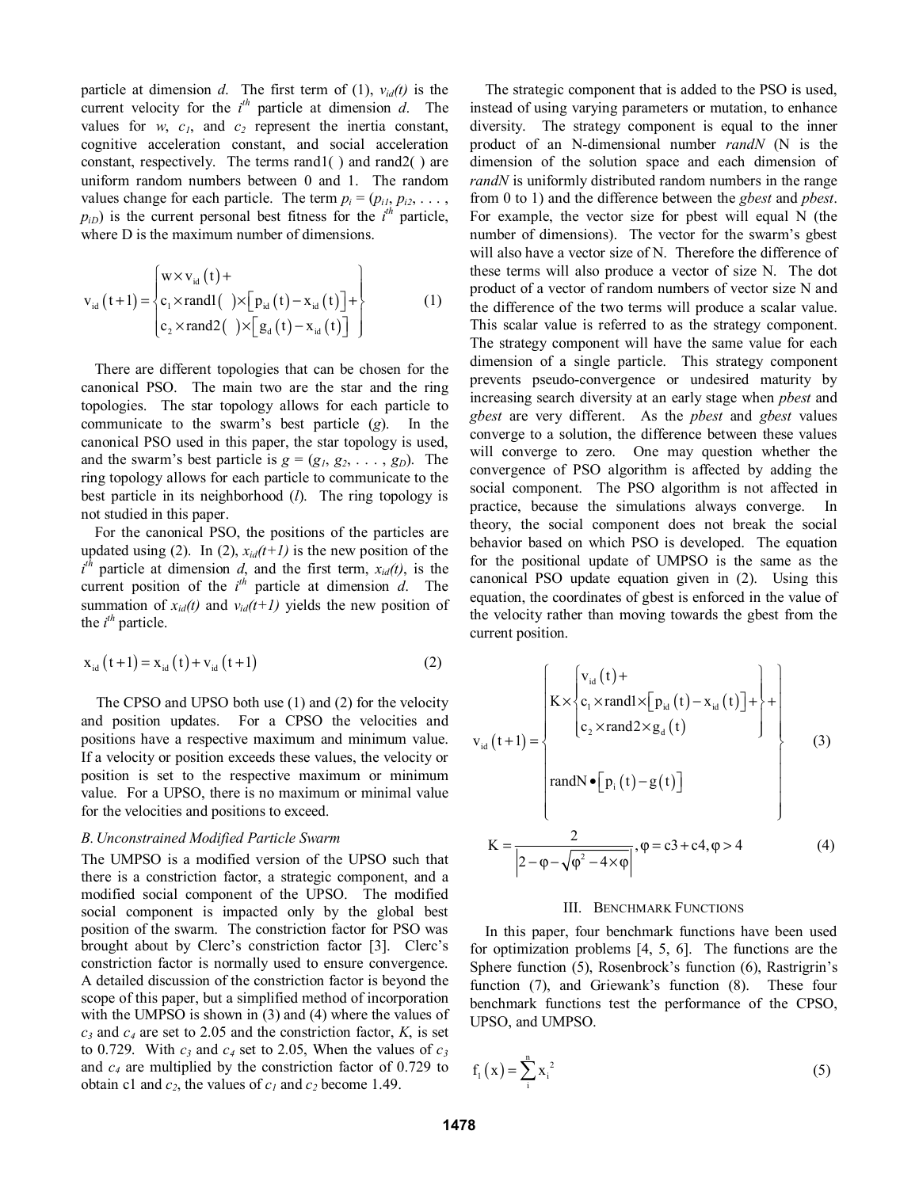particle at dimension $d$. The first term of (1), $v_{id}(t)$ is the current velocity for the $i^{th}$ particle at dimension $d$. The values for $w$, $c_1$, and $c_2$ represent the inertia constant, cognitive acceleration constant, and social acceleration constant, respectively. The terms rand1( ) and rand2( ) are uniform random numbers between 0 and 1. The random values change for each particle. The term $p_i = (p_{i1}, p_{i2}, \ldots, p_{iD})$ is the current personal best fitness for the $i^{th}$ particle, where D is the maximum number of dimensions.

$$v_{id}(t+1) = \begin{Bmatrix} w \times v_{id}(t) + \\ c_1 \times \text{rand1}(\ ) \times \left[ p_{id}(t) - x_{id}(t) \right] + \\ c_2 \times \text{rand2}(\ ) \times \left[ g_d(t) - x_{id}(t) \right] \end{Bmatrix} \tag{1}$$

There are different topologies that can be chosen for the canonical PSO. The main two are the star and the ring topologies. The star topology allows for each particle to communicate to the swarm's best particle ($g$). In the canonical PSO used in this paper, the star topology is used, and the swarm's best particle is $g = (g_1, g_2, \ldots, g_D)$. The ring topology allows for each particle to communicate to the best particle in its neighborhood ($l$). The ring topology is not studied in this paper.

For the canonical PSO, the positions of the particles are updated using (2). In (2), $x_{id}(t+1)$ is the new position of the $i^{th}$ particle at dimension $d$, and the first term, $x_{id}(t)$, is the current position of the $i^{th}$ particle at dimension $d$. The summation of $x_{id}(t)$ and $v_{id}(t+1)$ yields the new position of the $i^{th}$ particle.

$$x_{id}(t+1) = x_{id}(t) + v_{id}(t+1) \tag{2}$$

The CPSO and UPSO both use (1) and (2) for the velocity and position updates. For a CPSO the velocities and positions have a respective maximum and minimum value. If a velocity or position exceeds these values, the velocity or position is set to the respective maximum or minimum value. For a UPSO, there is no maximum or minimal value for the velocities and positions to exceed.

### *B. Unconstrained Modified Particle Swarm*

The UMPSO is a modified version of the UPSO such that there is a constriction factor, a strategic component, and a modified social component of the UPSO. The modified social component is impacted only by the global best position of the swarm. The constriction factor for PSO was brought about by Clerc's constriction factor [3]. Clerc's constriction factor is normally used to ensure convergence. A detailed discussion of the constriction factor is beyond the scope of this paper, but a simplified method of incorporation with the UMPSO is shown in (3) and (4) where the values of $c_3$ and $c_4$ are set to 2.05 and the constriction factor, $K$, is set to 0.729. With $c_3$ and $c_4$ set to 2.05, When the values of $c_3$ and $c_4$ are multiplied by the constriction factor of 0.729 to obtain c1 and $c_2$, the values of $c_1$ and $c_2$ become 1.49.

The strategic component that is added to the PSO is used, instead of using varying parameters or mutation, to enhance diversity. The strategy component is equal to the inner product of an N-dimensional number *randN* (N is the dimension of the solution space and each dimension of *randN* is uniformly distributed random numbers in the range from 0 to 1) and the difference between the *gbest* and *pbest*. For example, the vector size for pbest will equal N (the number of dimensions). The vector for the swarm's gbest will also have a vector size of N. Therefore the difference of these terms will also produce a vector of size N. The dot product of a vector of random numbers of vector size N and the difference of the two terms will produce a scalar value. This scalar value is referred to as the strategy component. The strategy component will have the same value for each dimension of a single particle. This strategy component prevents pseudo-convergence or undesired maturity by increasing search diversity at an early stage when *pbest* and *gbest* are very different. As the *pbest* and *gbest* values converge to a solution, the difference between these values will converge to zero. One may question whether the convergence of PSO algorithm is affected by adding the social component. The PSO algorithm is not affected in practice, because the simulations always converge. In theory, the social component does not break the social behavior based on which PSO is developed. The equation for the positional update of UMPSO is the same as the canonical PSO update equation given in (2). Using this equation, the coordinates of gbest is enforced in the value of the velocity rather than moving towards the gbest from the current position.

$$v_{id}(t+1) = \begin{Bmatrix} K \times \begin{Bmatrix} v_{id}(t) + \\ c_1 \times \text{rand1} \times \left[ p_{id}(t) - x_{id}(t) \right] + \\ c_2 \times \text{rand2} \times g_d(t) \end{Bmatrix} + \\ \\ \text{randN} \bullet \left[ p_i(t) - g(t) \right] \end{Bmatrix} \tag{3}$$

$$K = \frac{2}{\left| 2 - \varphi - \sqrt{\varphi^2 - 4 \times \varphi} \right|}, \varphi = c3 + c4, \varphi > 4 \tag{4}$$

## III. Benchmark Functions

In this paper, four benchmark functions have been used for optimization problems [4, 5, 6]. The functions are the Sphere function (5), Rosenbrock's function (6), Rastrigrin's function (7), and Griewank's function (8). These four benchmark functions test the performance of the CPSO, UPSO, and UMPSO.

$$f_1(x) = \sum_{i}^{n} x_i^2 \tag{5}$$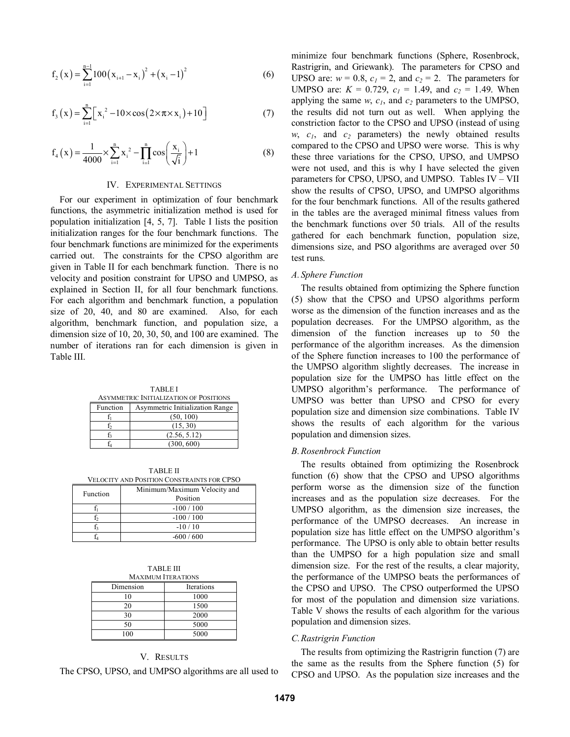$$f_2(x) = \sum_{i=1}^{n-1} 100\left(x_{i+1} - x_i\right)^2 + \left(x_i - 1\right)^2 \tag{6}$$

$$f_3(x) = \sum_{i=1}^{n} \left[x_i^2 - 10 \times \cos\left(2 \times \pi \times x_i\right) + 10\right] \tag{7}$$

$$f_4(x) = \frac{1}{4000} \times \sum_{i=1}^{n} x_i^2 - \prod_{i=1}^{n} \cos\left(\frac{x_i}{\sqrt{i}}\right) + 1 \tag{8}$$

## IV. Experimental Settings

For our experiment in optimization of four benchmark functions, the asymmetric initialization method is used for population initialization [4, 5, 7]. Table I lists the position initialization ranges for the four benchmark functions. The four benchmark functions are minimized for the experiments carried out. The constraints for the CPSO algorithm are given in Table II for each benchmark function. There is no velocity and position constraint for UPSO and UMPSO, as explained in Section II, for all four benchmark functions. For each algorithm and benchmark function, a population size of 20, 40, and 80 are examined. Also, for each algorithm, benchmark function, and population size, a dimension size of 10, 20, 30, 50, and 100 are examined. The number of iterations ran for each dimension is given in Table III.

TABLE I
Asymmetric Initialization of Positions

| Function | Asymmetric Initialization Range |
|---|---|
| $f_1$ | (50, 100) |
| $f_2$ | (15, 30) |
| $f_3$ | (2.56, 5.12) |
| $f_4$ | (300, 600) |

TABLE II
Velocity and Position Constraints for CPSO

| Function | Minimum/Maximum Velocity and Position |
|---|---|
| $f_1$ | -100 / 100 |
| $f_2$ | -100 / 100 |
| $f_3$ | -10 / 10 |
| $f_4$ | -600 / 600 |

TABLE III
Maximum Iterations

| Dimension | Iterations |
|---|---|
| 10 | 1000 |
| 20 | 1500 |
| 30 | 2000 |
| 50 | 5000 |
| 100 | 5000 |

## V. Results

The CPSO, UPSO, and UMPSO algorithms are all used to minimize four benchmark functions (Sphere, Rosenbrock, Rastrigrin, and Griewank). The parameters for CPSO and UPSO are: $w = 0.8$, $c_1 = 2$, and $c_2 = 2$. The parameters for UMPSO are: $K = 0.729$, $c_1 = 1.49$, and $c_2 = 1.49$. When applying the same $w$, $c_1$, and $c_2$ parameters to the UMPSO, the results did not turn out as well. When applying the constriction factor to the CPSO and UPSO (instead of using $w$, $c_1$, and $c_2$ parameters) the newly obtained results compared to the CPSO and UPSO were worse. This is why these three variations for the CPSO, UPSO, and UMPSO were not used, and this is why I have selected the given parameters for CPSO, UPSO, and UMPSO. Tables IV – VII show the results of CPSO, UPSO, and UMPSO algorithms for the four benchmark functions. All of the results gathered in the tables are the averaged minimal fitness values from the benchmark functions over 50 trials. All of the results gathered for each benchmark function, population size, dimensions size, and PSO algorithms are averaged over 50 test runs.

### A. Sphere Function

The results obtained from optimizing the Sphere function (5) show that the CPSO and UPSO algorithms perform worse as the dimension of the function increases and as the population decreases. For the UMPSO algorithm, as the dimension of the function increases up to 50 the performance of the algorithm increases. As the dimension of the Sphere function increases to 100 the performance of the UMPSO algorithm slightly decreases. The increase in population size for the UMPSO has little effect on the UMPSO algorithm's performance. The performance of UMPSO was better than UPSO and CPSO for every population size and dimension size combinations. Table IV shows the results of each algorithm for the various population and dimension sizes.

### B. Rosenbrock Function

The results obtained from optimizing the Rosenbrock function (6) show that the CPSO and UPSO algorithms perform worse as the dimension size of the function increases and as the population size decreases. For the UMPSO algorithm, as the dimension size increases, the performance of the UMPSO decreases. An increase in population size has little effect on the UMPSO algorithm's performance. The UPSO is only able to obtain better results than the UMPSO for a high population size and small dimension size. For the rest of the results, a clear majority, the performance of the UMPSO beats the performances of the CPSO and UPSO. The CPSO outperformed the UPSO for most of the population and dimension size variations. Table V shows the results of each algorithm for the various population and dimension sizes.

### C. Rastrigrin Function

The results from optimizing the Rastrigrin function (7) are the same as the results from the Sphere function (5) for CPSO and UPSO. As the population size increases and the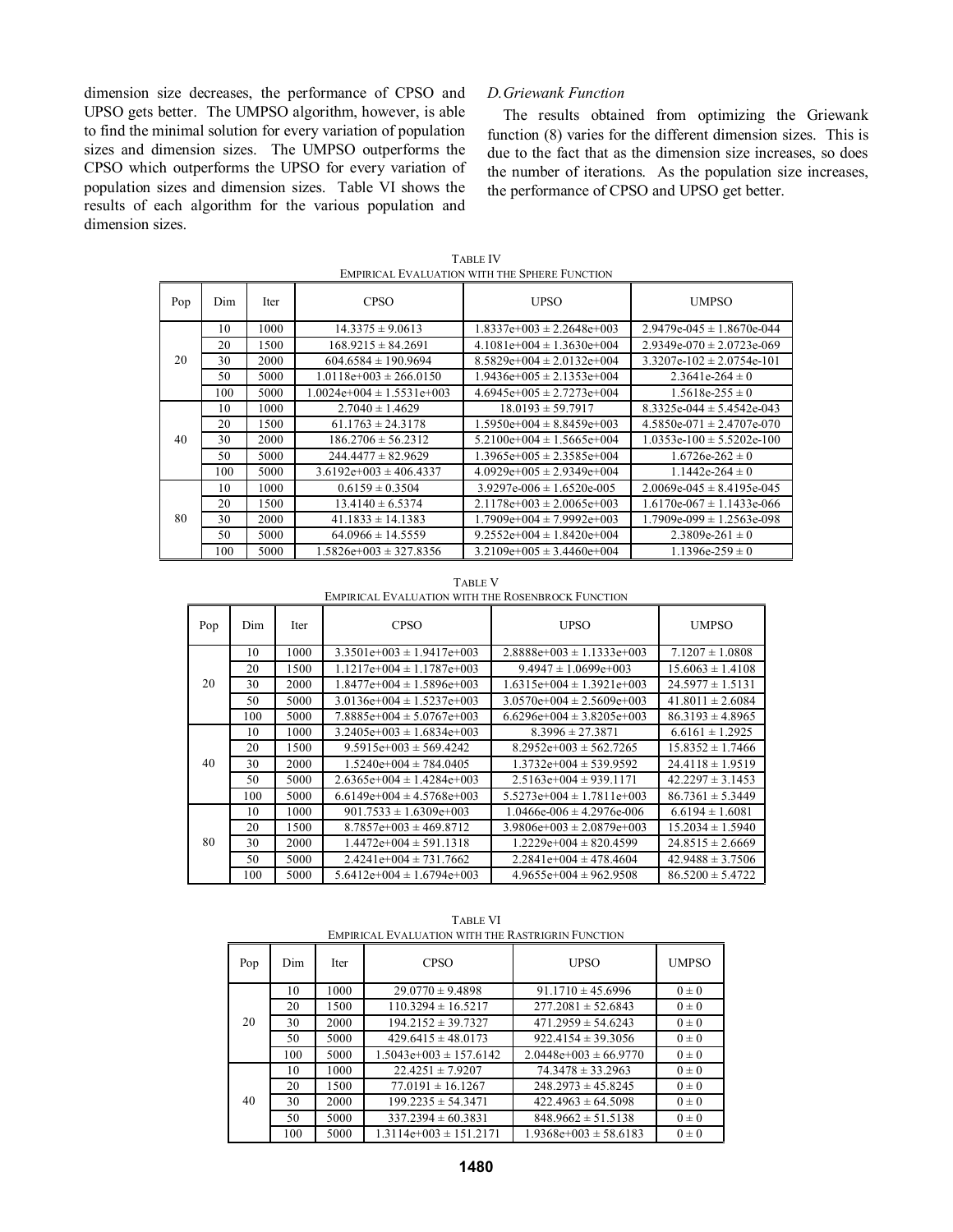dimension size decreases, the performance of CPSO and UPSO gets better. The UMPSO algorithm, however, is able to find the minimal solution for every variation of population sizes and dimension sizes. The UMPSO outperforms the CPSO which outperforms the UPSO for every variation of population sizes and dimension sizes. Table VI shows the results of each algorithm for the various population and dimension sizes.

### *D. Griewank Function*

The results obtained from optimizing the Griewank function (8) varies for the different dimension sizes. This is due to the fact that as the dimension size increases, so does the number of iterations. As the population size increases, the performance of CPSO and UPSO get better.

TABLE IV
EMPIRICAL EVALUATION WITH THE SPHERE FUNCTION

| Pop | Dim | Iter | CPSO | UPSO | UMPSO |
|---|---|---|---|---|---|
| 20 | 10 | 1000 | 14.3375 ± 9.0613 | 1.8337e+003 ± 2.2648e+003 | 2.9479e-045 ± 1.8670e-044 |
| | 20 | 1500 | 168.9215 ± 84.2691 | 4.1081e+004 ± 1.3630e+004 | 2.9349e-070 ± 2.0723e-069 |
| | 30 | 2000 | 604.6584 ± 190.9694 | 8.5829e+004 ± 2.0132e+004 | 3.3207e-102 ± 2.0754e-101 |
| | 50 | 5000 | 1.0118e+003 ± 266.0150 | 1.9436e+005 ± 2.1353e+004 | 2.3641e-264 ± 0 |
| | 100 | 5000 | 1.0024e+004 ± 1.5531e+003 | 4.6945e+005 ± 2.7273e+004 | 1.5618e-255 ± 0 |
| 40 | 10 | 1000 | 2.7040 ± 1.4629 | 18.0193 ± 59.7917 | 8.3325e-044 ± 5.4542e-043 |
| | 20 | 1500 | 61.1763 ± 24.3178 | 1.5950e+004 ± 8.8459e+003 | 4.5850e-071 ± 2.4707e-070 |
| | 30 | 2000 | 186.2706 ± 56.2312 | 5.2100e+004 ± 1.5665e+004 | 1.0353e-100 ± 5.5202e-100 |
| | 50 | 5000 | 244.4477 ± 82.9629 | 1.3965e+005 ± 2.3585e+004 | 1.6726e-262 ± 0 |
| | 100 | 5000 | 3.6192e+003 ± 406.4337 | 4.0929e+005 ± 2.9349e+004 | 1.1442e-264 ± 0 |
| 80 | 10 | 1000 | 0.6159 ± 0.3504 | 3.9297e-006 ± 1.6520e-005 | 2.0069e-045 ± 8.4195e-045 |
| | 20 | 1500 | 13.4140 ± 6.5374 | 2.1178e+003 ± 2.0065e+003 | 1.6170e-067 ± 1.1433e-066 |
| | 30 | 2000 | 41.1833 ± 14.1383 | 1.7909e+004 ± 7.9992e+003 | 1.7909e-099 ± 1.2563e-098 |
| | 50 | 5000 | 64.0966 ± 14.5559 | 9.2552e+004 ± 1.8420e+004 | 2.3809e-261 ± 0 |
| | 100 | 5000 | 1.5826e+003 ± 327.8356 | 3.2109e+005 ± 3.4460e+004 | 1.1396e-259 ± 0 |

TABLE V
EMPIRICAL EVALUATION WITH THE ROSENBROCK FUNCTION

| Pop | Dim | Iter | CPSO | UPSO | UMPSO |
|---|---|---|---|---|---|
| 20 | 10 | 1000 | 3.3501e+003 ± 1.9417e+003 | 2.8888e+003 ± 1.1333e+003 | 7.1207 ± 1.0808 |
| | 20 | 1500 | 1.1217e+004 ± 1.1787e+003 | 9.4947 ± 1.0699e+003 | 15.6063 ± 1.4108 |
| | 30 | 2000 | 1.8477e+004 ± 1.5896e+003 | 1.6315e+004 ± 1.3921e+003 | 24.5977 ± 1.5131 |
| | 50 | 5000 | 3.0136e+004 ± 1.5237e+003 | 3.0570e+004 ± 2.5609e+003 | 41.8011 ± 2.6084 |
| | 100 | 5000 | 7.8885e+004 ± 5.0767e+003 | 6.6296e+004 ± 3.8205e+003 | 86.3193 ± 4.8965 |
| 40 | 10 | 1000 | 3.2405e+003 ± 1.6834e+003 | 8.3996 ± 27.3871 | 6.6161 ± 1.2925 |
| | 20 | 1500 | 9.5915e+003 ± 569.4242 | 8.2952e+003 ± 562.7265 | 15.8352 ± 1.7466 |
| | 30 | 2000 | 1.5240e+004 ± 784.0405 | 1.3732e+004 ± 539.9592 | 24.4118 ± 1.9519 |
| | 50 | 5000 | 2.6365e+004 ± 1.4284e+003 | 2.5163e+004 ± 939.1171 | 42.2297 ± 3.1453 |
| | 100 | 5000 | 6.6149e+004 ± 4.5768e+003 | 5.5273e+004 ± 1.7811e+003 | 86.7361 ± 5.3449 |
| 80 | 10 | 1000 | 901.7533 ± 1.6309e+003 | 1.0466e-006 ± 4.2976e-006 | 6.6194 ± 1.6081 |
| | 20 | 1500 | 8.7857e+003 ± 469.8712 | 3.9806e+003 ± 2.0879e+003 | 15.2034 ± 1.5940 |
| | 30 | 2000 | 1.4472e+004 ± 591.1318 | 1.2229e+004 ± 820.4599 | 24.8515 ± 2.6669 |
| | 50 | 5000 | 2.4241e+004 ± 731.7662 | 2.2841e+004 ± 478.4604 | 42.9488 ± 3.7506 |
| | 100 | 5000 | 5.6412e+004 ± 1.6794e+003 | 4.9655e+004 ± 962.9508 | 86.5200 ± 5.4722 |

TABLE VI
EMPIRICAL EVALUATION WITH THE RASTRIGRIN FUNCTION

| Pop | Dim | Iter | CPSO | UPSO | UMPSO |
|---|---|---|---|---|---|
| 20 | 10 | 1000 | 29.0770 ± 9.4898 | 91.1710 ± 45.6996 | 0 ± 0 |
| | 20 | 1500 | 110.3294 ± 16.5217 | 277.2081 ± 52.6843 | 0 ± 0 |
| | 30 | 2000 | 194.2152 ± 39.7327 | 471.2959 ± 54.6243 | 0 ± 0 |
| | 50 | 5000 | 429.6415 ± 48.0173 | 922.4154 ± 39.3056 | 0 ± 0 |
| | 100 | 5000 | 1.5043e+003 ± 157.6142 | 2.0448e+003 ± 66.9770 | 0 ± 0 |
| 40 | 10 | 1000 | 22.4251 ± 7.9207 | 74.3478 ± 33.2963 | 0 ± 0 |
| | 20 | 1500 | 77.0191 ± 16.1267 | 248.2973 ± 45.8245 | 0 ± 0 |
| | 30 | 2000 | 199.2235 ± 54.3471 | 422.4963 ± 64.5098 | 0 ± 0 |
| | 50 | 5000 | 337.2394 ± 60.3831 | 848.9662 ± 51.5138 | 0 ± 0 |
| | 100 | 5000 | 1.3114e+003 ± 151.2171 | 1.9368e+003 ± 58.6183 | 0 ± 0 |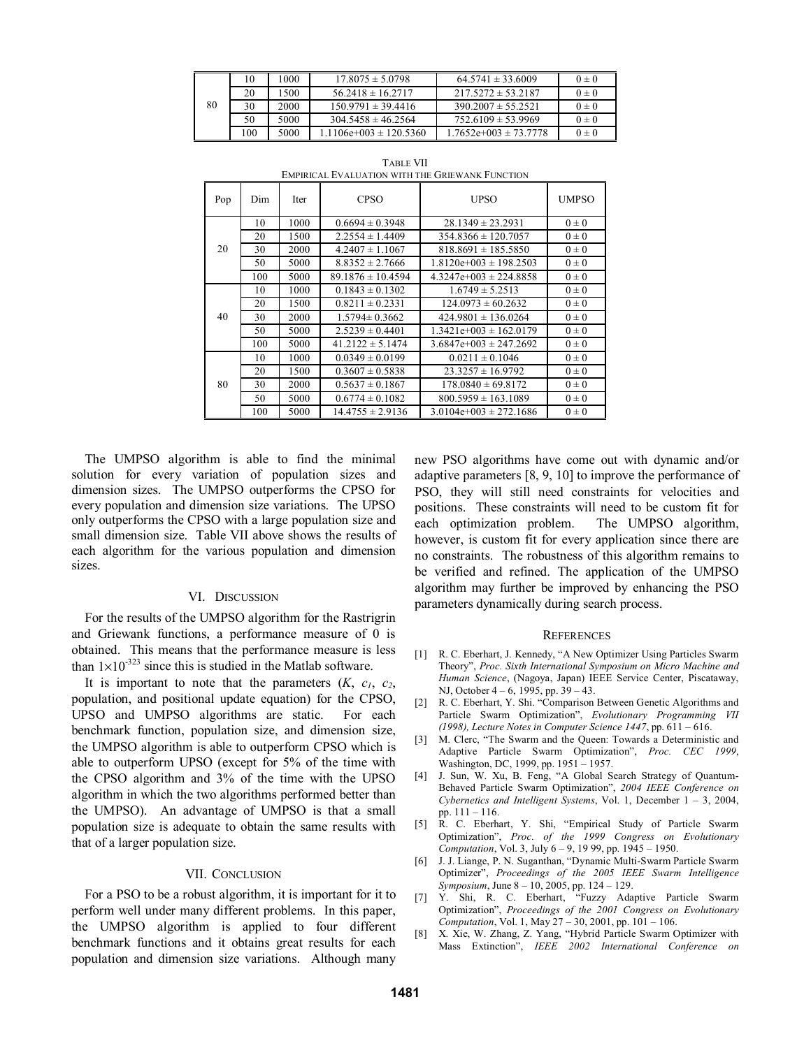| Pop | Dim | Iter | CPSO | UPSO | UMPSO |
|---|---|---|---|---|---|
| 80 | 10 | 1000 | 17.8075 ± 5.0798 | 64.5741 ± 33.6009 | 0 ± 0 |
| | 20 | 1500 | 56.2418 ± 16.2717 | 217.5272 ± 53.2187 | 0 ± 0 |
| | 30 | 2000 | 150.9791 ± 39.4416 | 390.2007 ± 55.2521 | 0 ± 0 |
| | 50 | 5000 | 304.5458 ± 46.2564 | 752.6109 ± 53.9969 | 0 ± 0 |
| | 100 | 5000 | 1.1106e+003 ± 120.5360 | 1.7652e+003 ± 73.7778 | 0 ± 0 |

TABLE VII
EMPIRICAL EVALUATION WITH THE GRIEWANK FUNCTION

| Pop | Dim | Iter | CPSO | UPSO | UMPSO |
|---|---|---|---|---|---|
| 20 | 10 | 1000 | 0.6694 ± 0.3948 | 28.1349 ± 23.2931 | 0 ± 0 |
| | 20 | 1500 | 2.2554 ± 1.4409 | 354.8366 ± 120.7057 | 0 ± 0 |
| | 30 | 2000 | 4.2407 ± 1.1067 | 818.8691 ± 185.5850 | 0 ± 0 |
| | 50 | 5000 | 8.8352 ± 2.7666 | 1.8120e+003 ± 198.2503 | 0 ± 0 |
| | 100 | 5000 | 89.1876 ± 10.4594 | 4.3247e+003 ± 224.8858 | 0 ± 0 |
| 40 | 10 | 1000 | 0.1843 ± 0.1302 | 1.6749 ± 5.2513 | 0 ± 0 |
| | 20 | 1500 | 0.8211 ± 0.2331 | 124.0973 ± 60.2632 | 0 ± 0 |
| | 30 | 2000 | 1.5794± 0.3662 | 424.9801 ± 136.0264 | 0 ± 0 |
| | 50 | 5000 | 2.5239 ± 0.4401 | 1.3421e+003 ± 162.0179 | 0 ± 0 |
| | 100 | 5000 | 41.2122 ± 5.1474 | 3.6847e+003 ± 247.2692 | 0 ± 0 |
| 80 | 10 | 1000 | 0.0349 ± 0.0199 | 0.0211 ± 0.1046 | 0 ± 0 |
| | 20 | 1500 | 0.3607 ± 0.5838 | 23.3257 ± 16.9792 | 0 ± 0 |
| | 30 | 2000 | 0.5637 ± 0.1867 | 178.0840 ± 69.8172 | 0 ± 0 |
| | 50 | 5000 | 0.6774 ± 0.1082 | 800.5959 ± 163.1089 | 0 ± 0 |
| | 100 | 5000 | 14.4755 ± 2.9136 | 3.0104e+003 ± 272.1686 | 0 ± 0 |

The UMPSO algorithm is able to find the minimal solution for every variation of population sizes and dimension sizes. The UMPSO outperforms the CPSO for every population and dimension size variations. The UPSO only outperforms the CPSO with a large population size and small dimension size. Table VII above shows the results of each algorithm for the various population and dimension sizes.

## VI. DISCUSSION

For the results of the UMPSO algorithm for the Rastrigrin and Griewank functions, a performance measure of 0 is obtained. This means that the performance measure is less than $1\times10^{-323}$ since this is studied in the Matlab software.

It is important to note that the parameters ($K$, $c_1$, $c_2$, population, and positional update equation) for the CPSO, UPSO and UMPSO algorithms are static. For each benchmark function, population size, and dimension size, the UMPSO algorithm is able to outperform CPSO which is able to outperform UPSO (except for 5% of the time with the CPSO algorithm and 3% of the time with the UPSO algorithm in which the two algorithms performed better than the UMPSO). An advantage of UMPSO is that a small population size is adequate to obtain the same results with that of a larger population size.

## VII. CONCLUSION

For a PSO to be a robust algorithm, it is important for it to perform well under many different problems. In this paper, the UMPSO algorithm is applied to four different benchmark functions and it obtains great results for each population and dimension size variations. Although many new PSO algorithms have come out with dynamic and/or adaptive parameters [8, 9, 10] to improve the performance of PSO, they will still need constraints for velocities and positions. These constraints will need to be custom fit for each optimization problem. The UMPSO algorithm, however, is custom fit for every application since there are no constraints. The robustness of this algorithm remains to be verified and refined. The application of the UMPSO algorithm may further be improved by enhancing the PSO parameters dynamically during search process.

## REFERENCES

[1] R. C. Eberhart, J. Kennedy, "A New Optimizer Using Particles Swarm Theory", *Proc. Sixth International Symposium on Micro Machine and Human Science*, (Nagoya, Japan) IEEE Service Center, Piscataway, NJ, October 4 – 6, 1995, pp. 39 – 43.

[2] R. C. Eberhart, Y. Shi. "Comparison Between Genetic Algorithms and Particle Swarm Optimization", *Evolutionary Programming VII (1998), Lecture Notes in Computer Science 1447*, pp. 611 – 616.

[3] M. Clerc, "The Swarm and the Queen: Towards a Deterministic and Adaptive Particle Swarm Optimization", *Proc. CEC 1999*, Washington, DC, 1999, pp. 1951 – 1957.

[4] J. Sun, W. Xu, B. Feng, "A Global Search Strategy of Quantum-Behaved Particle Swarm Optimization", *2004 IEEE Conference on Cybernetics and Intelligent Systems*, Vol. 1, December 1 – 3, 2004, pp. 111 – 116.

[5] R. C. Eberhart, Y. Shi, "Empirical Study of Particle Swarm Optimization", *Proc. of the 1999 Congress on Evolutionary Computation*, Vol. 3, July 6 – 9, 19 99, pp. 1945 – 1950.

[6] J. J. Liange, P. N. Suganthan, "Dynamic Multi-Swarm Particle Swarm Optimizer", *Proceedings of the 2005 IEEE Swarm Intelligence Symposium*, June 8 – 10, 2005, pp. 124 – 129.

[7] Y. Shi, R. C. Eberhart, "Fuzzy Adaptive Particle Swarm Optimization", *Proceedings of the 2001 Congress on Evolutionary Computation*, Vol. 1, May 27 – 30, 2001, pp. 101 – 106.

[8] X. Xie, W. Zhang, Z. Yang, "Hybrid Particle Swarm Optimizer with Mass Extinction", *IEEE 2002 International Conference on*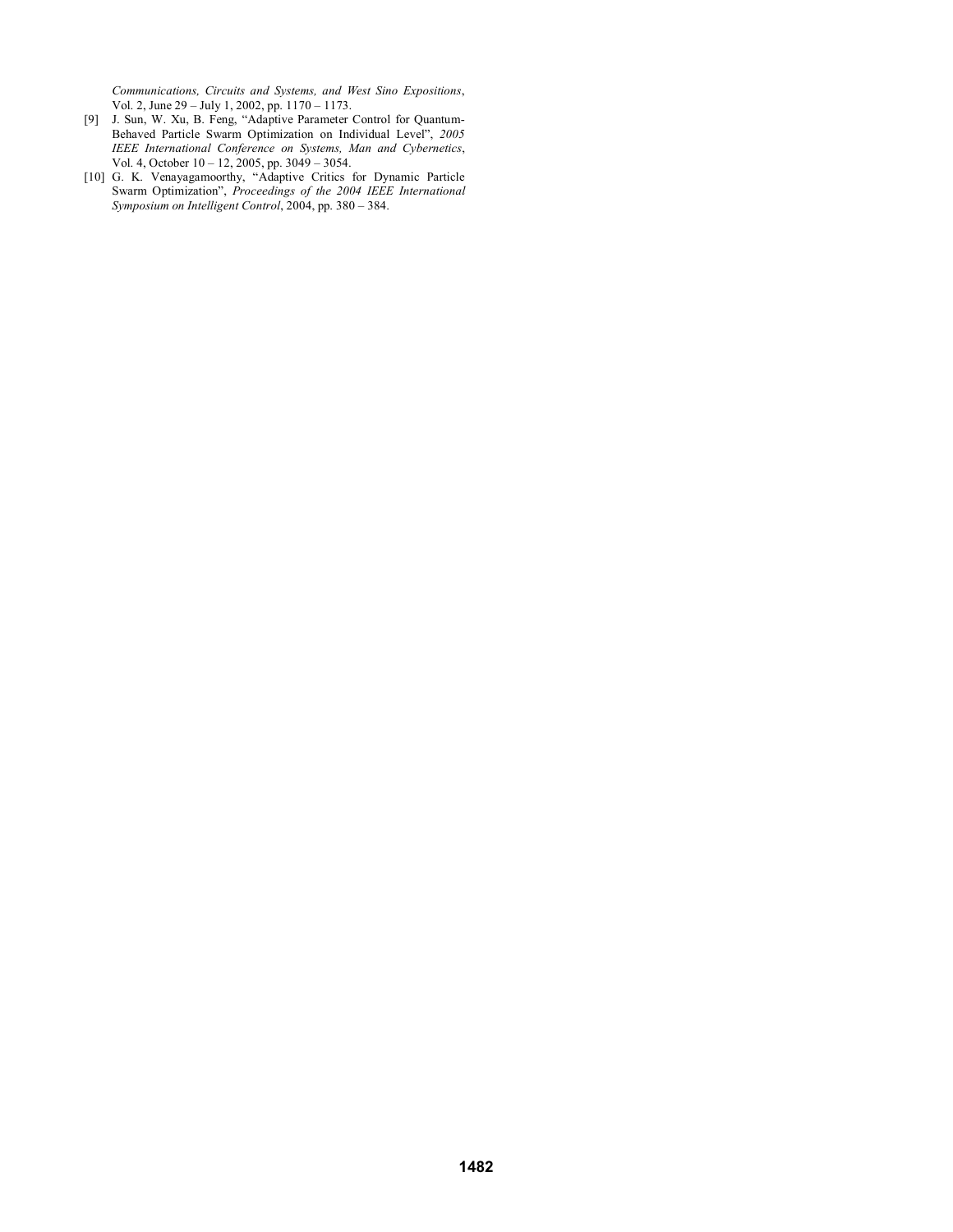*Communications, Circuits and Systems, and West Sino Expositions*, Vol. 2, June 29 – July 1, 2002, pp. 1170 – 1173.

[9] J. Sun, W. Xu, B. Feng, "Adaptive Parameter Control for Quantum-Behaved Particle Swarm Optimization on Individual Level", *2005 IEEE International Conference on Systems, Man and Cybernetics*, Vol. 4, October 10 – 12, 2005, pp. 3049 – 3054.

[10] G. K. Venayagamoorthy, "Adaptive Critics for Dynamic Particle Swarm Optimization", *Proceedings of the 2004 IEEE International Symposium on Intelligent Control*, 2004, pp. 380 – 384.